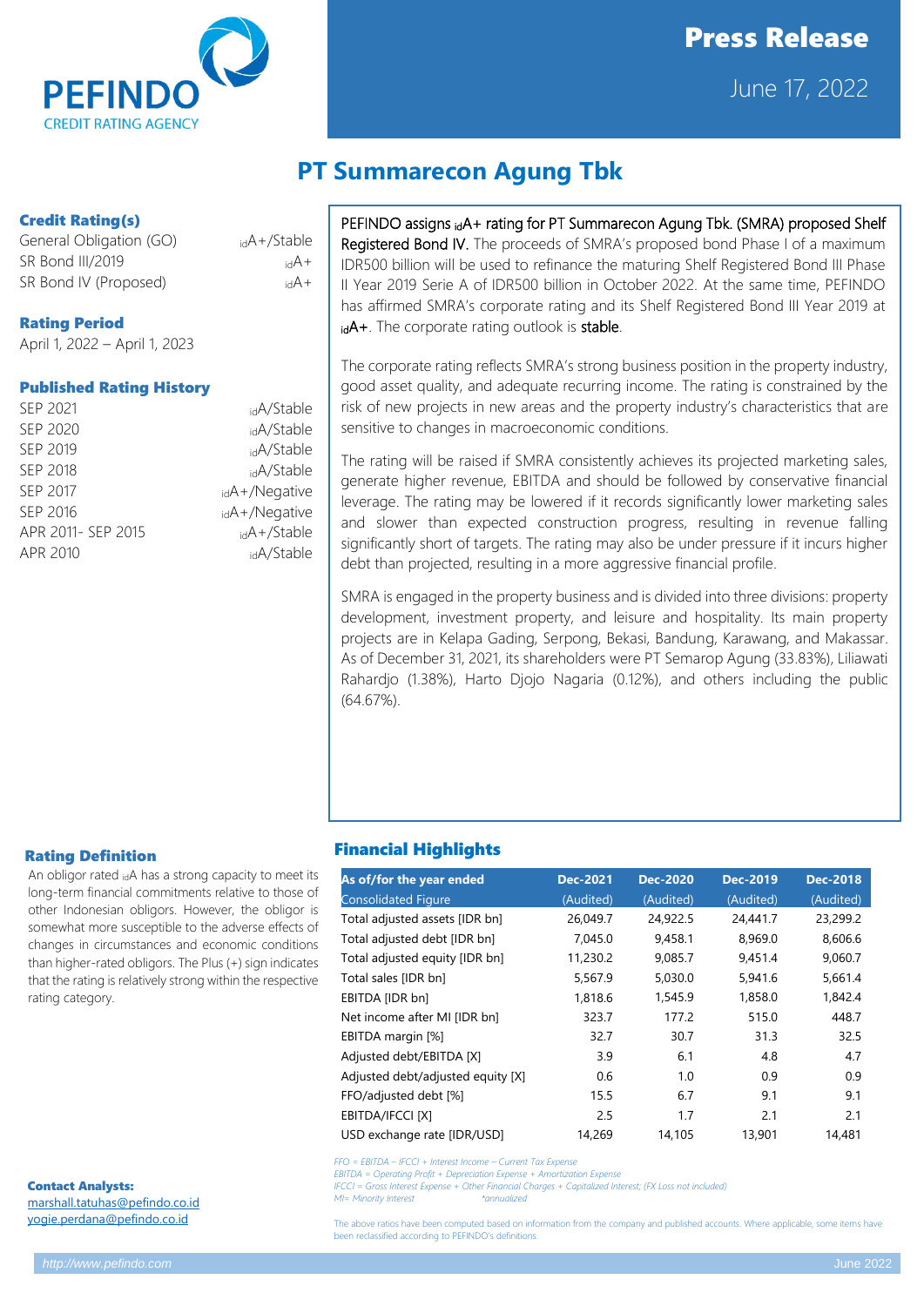# Press Release

June 17, 2022

## PT Summarecon Agung Tbk

### Credit Rating(s)

| | |
|---|---|
| General Obligation (GO) | $_{id}$A+/Stable |
| SR Bond III/2019 | $_{id}$A+ |
| SR Bond IV (Proposed) | $_{id}$A+ |

### Rating Period

April 1, 2022 – April 1, 2023

### Published Rating History

| | |
|---|---|
| SEP 2021 | $_{id}$A/Stable |
| SEP 2020 | $_{id}$A/Stable |
| SEP 2019 | $_{id}$A/Stable |
| SEP 2018 | $_{id}$A/Stable |
| SEP 2017 | $_{id}$A+/Negative |
| SEP 2016 | $_{id}$A+/Negative |
| APR 2011- SEP 2015 | $_{id}$A+/Stable |
| APR 2010 | $_{id}$A/Stable |

PEFINDO assigns $_{id}$A+ rating for PT Summarecon Agung Tbk. (SMRA) proposed Shelf Registered Bond IV. The proceeds of SMRA's proposed bond Phase I of a maximum IDR500 billion will be used to refinance the maturing Shelf Registered Bond III Phase II Year 2019 Serie A of IDR500 billion in October 2022. At the same time, PEFINDO has affirmed SMRA's corporate rating and its Shelf Registered Bond III Year 2019 at $_{id}$A+. The corporate rating outlook is stable.

The corporate rating reflects SMRA's strong business position in the property industry, good asset quality, and adequate recurring income. The rating is constrained by the risk of new projects in new areas and the property industry's characteristics that are sensitive to changes in macroeconomic conditions.

The rating will be raised if SMRA consistently achieves its projected marketing sales, generate higher revenue, EBITDA and should be followed by conservative financial leverage. The rating may be lowered if it records significantly lower marketing sales and slower than expected construction progress, resulting in revenue falling significantly short of targets. The rating may also be under pressure if it incurs higher debt than projected, resulting in a more aggressive financial profile.

SMRA is engaged in the property business and is divided into three divisions: property development, investment property, and leisure and hospitality. Its main property projects are in Kelapa Gading, Serpong, Bekasi, Bandung, Karawang, and Makassar. As of December 31, 2021, its shareholders were PT Semarop Agung (33.83%), Liliawati Rahardjo (1.38%), Harto Djojo Nagaria (0.12%), and others including the public (64.67%).

### Rating Definition

An obligor rated $_{id}$A has a strong capacity to meet its long-term financial commitments relative to those of other Indonesian obligors. However, the obligor is somewhat more susceptible to the adverse effects of changes in circumstances and economic conditions than higher-rated obligors. The Plus (+) sign indicates that the rating is relatively strong within the respective rating category.

### Financial Highlights

| As of/for the year ended | Dec-2021 | Dec-2020 | Dec-2019 | Dec-2018 |
|---|---|---|---|---|
| Consolidated Figure | (Audited) | (Audited) | (Audited) | (Audited) |
| Total adjusted assets [IDR bn] | 26,049.7 | 24,922.5 | 24,441.7 | 23,299.2 |
| Total adjusted debt [IDR bn] | 7,045.0 | 9,458.1 | 8,969.0 | 8,606.6 |
| Total adjusted equity [IDR bn] | 11,230.2 | 9,085.7 | 9,451.4 | 9,060.7 |
| Total sales [IDR bn] | 5,567.9 | 5,030.0 | 5,941.6 | 5,661.4 |
| EBITDA [IDR bn] | 1,818.6 | 1,545.9 | 1,858.0 | 1,842.4 |
| Net income after MI [IDR bn] | 323.7 | 177.2 | 515.0 | 448.7 |
| EBITDA margin [%] | 32.7 | 30.7 | 31.3 | 32.5 |
| Adjusted debt/EBITDA [X] | 3.9 | 6.1 | 4.8 | 4.7 |
| Adjusted debt/adjusted equity [X] | 0.6 | 1.0 | 0.9 | 0.9 |
| FFO/adjusted debt [%] | 15.5 | 6.7 | 9.1 | 9.1 |
| EBITDA/IFCCI [X] | 2.5 | 1.7 | 2.1 | 2.1 |
| USD exchange rate [IDR/USD] | 14,269 | 14,105 | 13,901 | 14,481 |

*FFO = EBITDA – IFCCI + Interest Income – Current Tax Expense*
*EBITDA = Operating Profit + Depreciation Expense + Amortization Expense*
*IFCCI = Gross Interest Expense + Other Financial Charges + Capitalized Interest; (FX Loss not included)*
*MI= Minority Interest* *annualized

The above ratios have been computed based on information from the company and published accounts. Where applicable, some items have been reclassified according to PEFINDO's definitions.

**Contact Analysts:**
marshall.tatuhas@pefindo.co.id
yogie.perdana@pefindo.co.id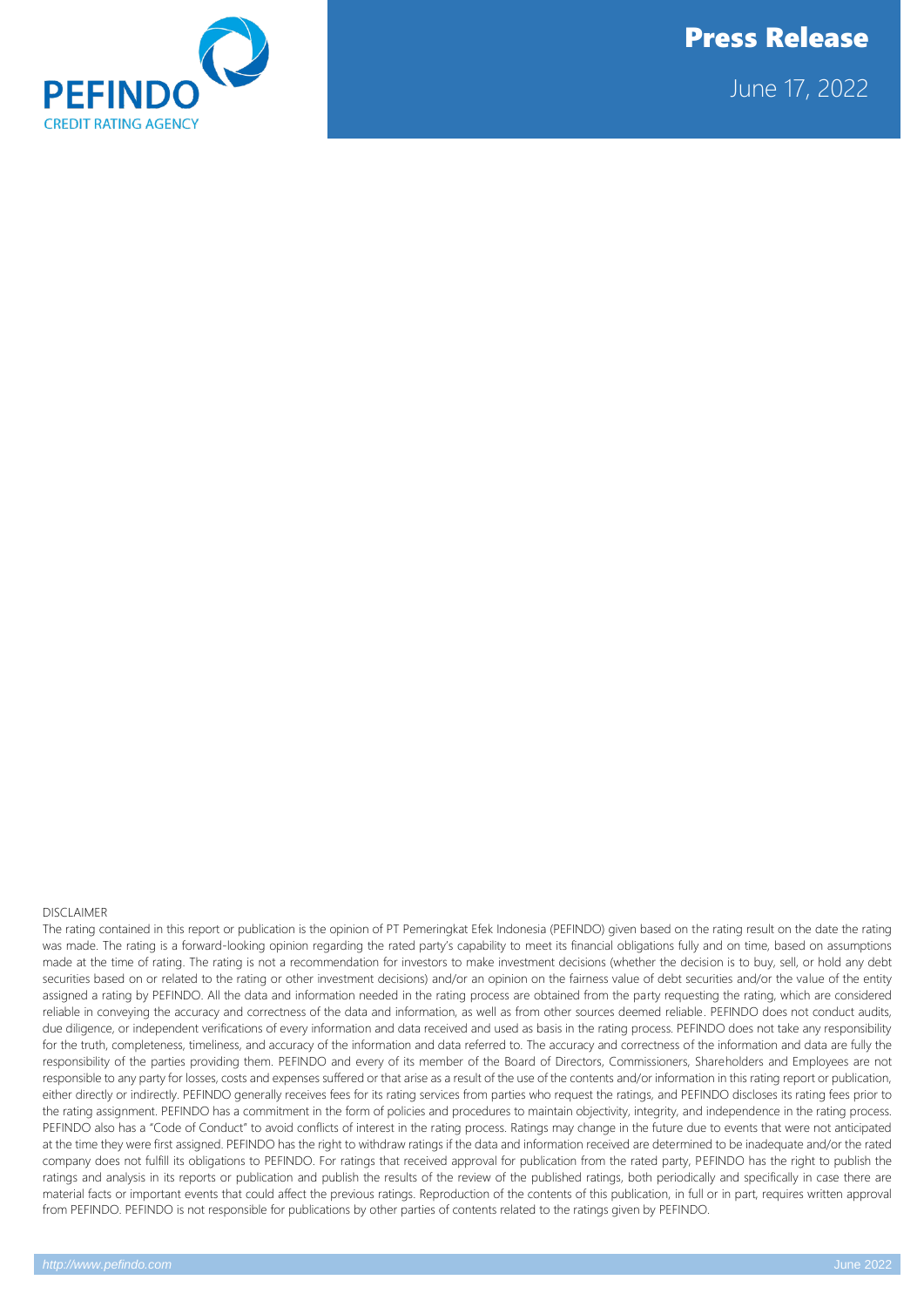DISCLAIMER

The rating contained in this report or publication is the opinion of PT Pemeringkat Efek Indonesia (PEFINDO) given based on the rating result on the date the rating was made. The rating is a forward-looking opinion regarding the rated party's capability to meet its financial obligations fully and on time, based on assumptions made at the time of rating. The rating is not a recommendation for investors to make investment decisions (whether the decision is to buy, sell, or hold any debt securities based on or related to the rating or other investment decisions) and/or an opinion on the fairness value of debt securities and/or the value of the entity assigned a rating by PEFINDO. All the data and information needed in the rating process are obtained from the party requesting the rating, which are considered reliable in conveying the accuracy and correctness of the data and information, as well as from other sources deemed reliable. PEFINDO does not conduct audits, due diligence, or independent verifications of every information and data received and used as basis in the rating process. PEFINDO does not take any responsibility for the truth, completeness, timeliness, and accuracy of the information and data referred to. The accuracy and correctness of the information and data are fully the responsibility of the parties providing them. PEFINDO and every of its member of the Board of Directors, Commissioners, Shareholders and Employees are not responsible to any party for losses, costs and expenses suffered or that arise as a result of the use of the contents and/or information in this rating report or publication, either directly or indirectly. PEFINDO generally receives fees for its rating services from parties who request the ratings, and PEFINDO discloses its rating fees prior to the rating assignment. PEFINDO has a commitment in the form of policies and procedures to maintain objectivity, integrity, and independence in the rating process. PEFINDO also has a "Code of Conduct" to avoid conflicts of interest in the rating process. Ratings may change in the future due to events that were not anticipated at the time they were first assigned. PEFINDO has the right to withdraw ratings if the data and information received are determined to be inadequate and/or the rated company does not fulfill its obligations to PEFINDO. For ratings that received approval for publication from the rated party, PEFINDO has the right to publish the ratings and analysis in its reports or publication and publish the results of the review of the published ratings, both periodically and specifically in case there are material facts or important events that could affect the previous ratings. Reproduction of the contents of this publication, in full or in part, requires written approval from PEFINDO. PEFINDO is not responsible for publications by other parties of contents related to the ratings given by PEFINDO.